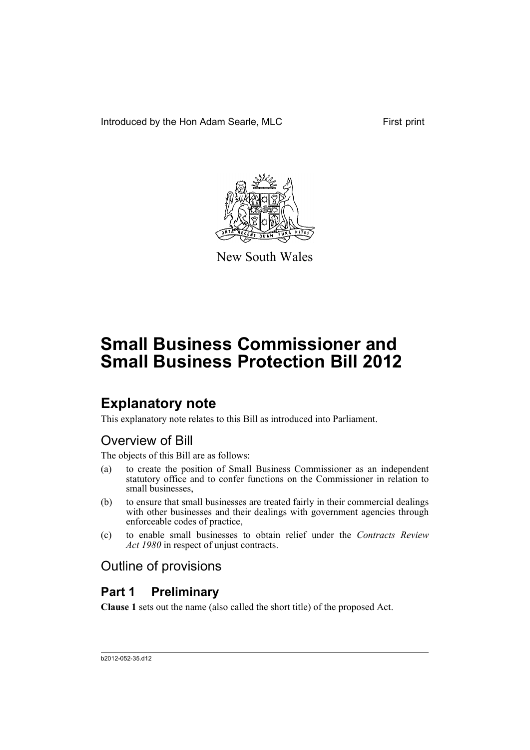Introduced by the Hon Adam Searle, MLC First print

New South Wales

# Small Business Commissioner and Small Business Protection Bill 2012

## Explanatory note

This explanatory note relates to this Bill as introduced into Parliament.

### Overview of Bill

The objects of this Bill are as follows:

(a) to create the position of Small Business Commissioner as an independent statutory office and to confer functions on the Commissioner in relation to small businesses,

(b) to ensure that small businesses are treated fairly in their commercial dealings with other businesses and their dealings with government agencies through enforceable codes of practice,

(c) to enable small businesses to obtain relief under the *Contracts Review Act 1980* in respect of unjust contracts.

### Outline of provisions

## Part 1 Preliminary

**Clause 1** sets out the name (also called the short title) of the proposed Act.

b2012-052-35.d12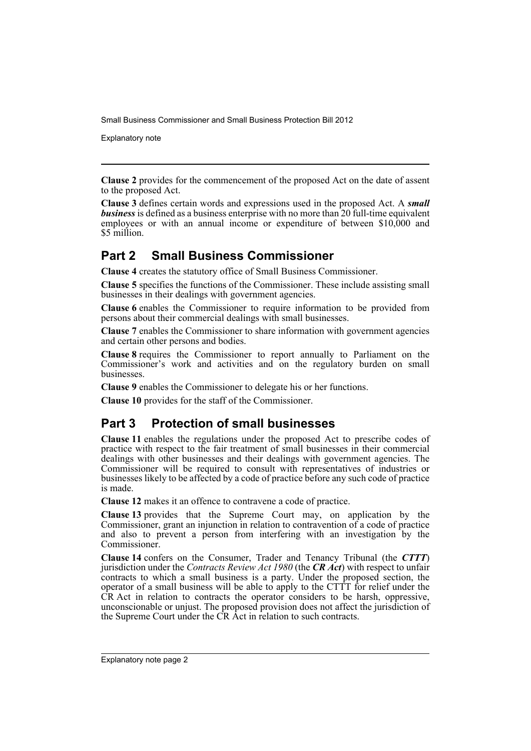**Clause 2** provides for the commencement of the proposed Act on the date of assent to the proposed Act.

**Clause 3** defines certain words and expressions used in the proposed Act. A ***small business*** is defined as a business enterprise with no more than 20 full-time equivalent employees or with an annual income or expenditure of between $10,000 and $5 million.

## Part 2 Small Business Commissioner

**Clause 4** creates the statutory office of Small Business Commissioner.

**Clause 5** specifies the functions of the Commissioner. These include assisting small businesses in their dealings with government agencies.

**Clause 6** enables the Commissioner to require information to be provided from persons about their commercial dealings with small businesses.

**Clause 7** enables the Commissioner to share information with government agencies and certain other persons and bodies.

**Clause 8** requires the Commissioner to report annually to Parliament on the Commissioner's work and activities and on the regulatory burden on small businesses.

**Clause 9** enables the Commissioner to delegate his or her functions.

**Clause 10** provides for the staff of the Commissioner.

## Part 3 Protection of small businesses

**Clause 11** enables the regulations under the proposed Act to prescribe codes of practice with respect to the fair treatment of small businesses in their commercial dealings with other businesses and their dealings with government agencies. The Commissioner will be required to consult with representatives of industries or businesses likely to be affected by a code of practice before any such code of practice is made.

**Clause 12** makes it an offence to contravene a code of practice.

**Clause 13** provides that the Supreme Court may, on application by the Commissioner, grant an injunction in relation to contravention of a code of practice and also to prevent a person from interfering with an investigation by the Commissioner.

**Clause 14** confers on the Consumer, Trader and Tenancy Tribunal (the ***CTTT***) jurisdiction under the *Contracts Review Act 1980* (the ***CR Act***) with respect to unfair contracts to which a small business is a party. Under the proposed section, the operator of a small business will be able to apply to the CTTT for relief under the CR Act in relation to contracts the operator considers to be harsh, oppressive, unconscionable or unjust. The proposed provision does not affect the jurisdiction of the Supreme Court under the CR Act in relation to such contracts.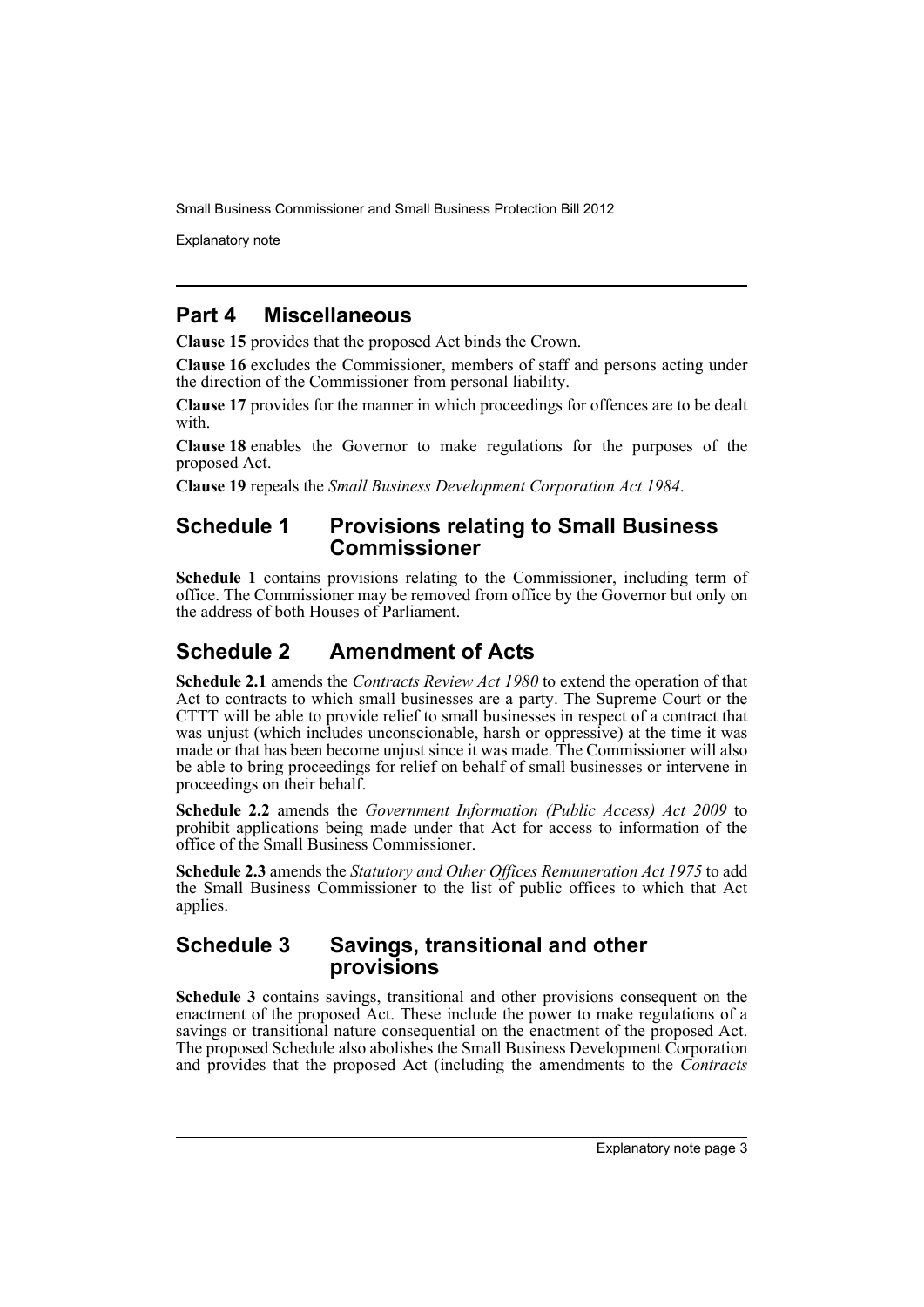## Part 4 Miscellaneous

**Clause 15** provides that the proposed Act binds the Crown.

**Clause 16** excludes the Commissioner, members of staff and persons acting under the direction of the Commissioner from personal liability.

**Clause 17** provides for the manner in which proceedings for offences are to be dealt with.

**Clause 18** enables the Governor to make regulations for the purposes of the proposed Act.

**Clause 19** repeals the *Small Business Development Corporation Act 1984*.

## Schedule 1 Provisions relating to Small Business Commissioner

**Schedule 1** contains provisions relating to the Commissioner, including term of office. The Commissioner may be removed from office by the Governor but only on the address of both Houses of Parliament.

## Schedule 2 Amendment of Acts

**Schedule 2.1** amends the *Contracts Review Act 1980* to extend the operation of that Act to contracts to which small businesses are a party. The Supreme Court or the CTTT will be able to provide relief to small businesses in respect of a contract that was unjust (which includes unconscionable, harsh or oppressive) at the time it was made or that has been become unjust since it was made. The Commissioner will also be able to bring proceedings for relief on behalf of small businesses or intervene in proceedings on their behalf.

**Schedule 2.2** amends the *Government Information (Public Access) Act 2009* to prohibit applications being made under that Act for access to information of the office of the Small Business Commissioner.

**Schedule 2.3** amends the *Statutory and Other Offices Remuneration Act 1975* to add the Small Business Commissioner to the list of public offices to which that Act applies.

## Schedule 3 Savings, transitional and other provisions

**Schedule 3** contains savings, transitional and other provisions consequent on the enactment of the proposed Act. These include the power to make regulations of a savings or transitional nature consequential on the enactment of the proposed Act. The proposed Schedule also abolishes the Small Business Development Corporation and provides that the proposed Act (including the amendments to the *Contracts*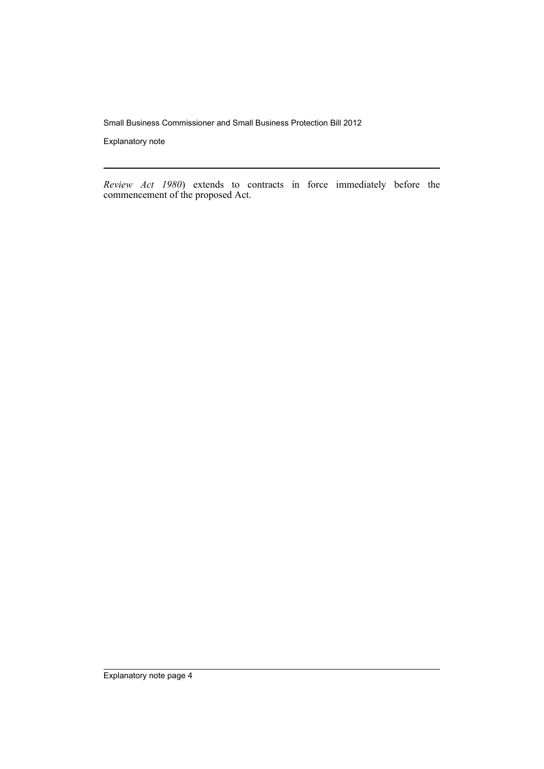*Review Act 1980*) extends to contracts in force immediately before the commencement of the proposed Act.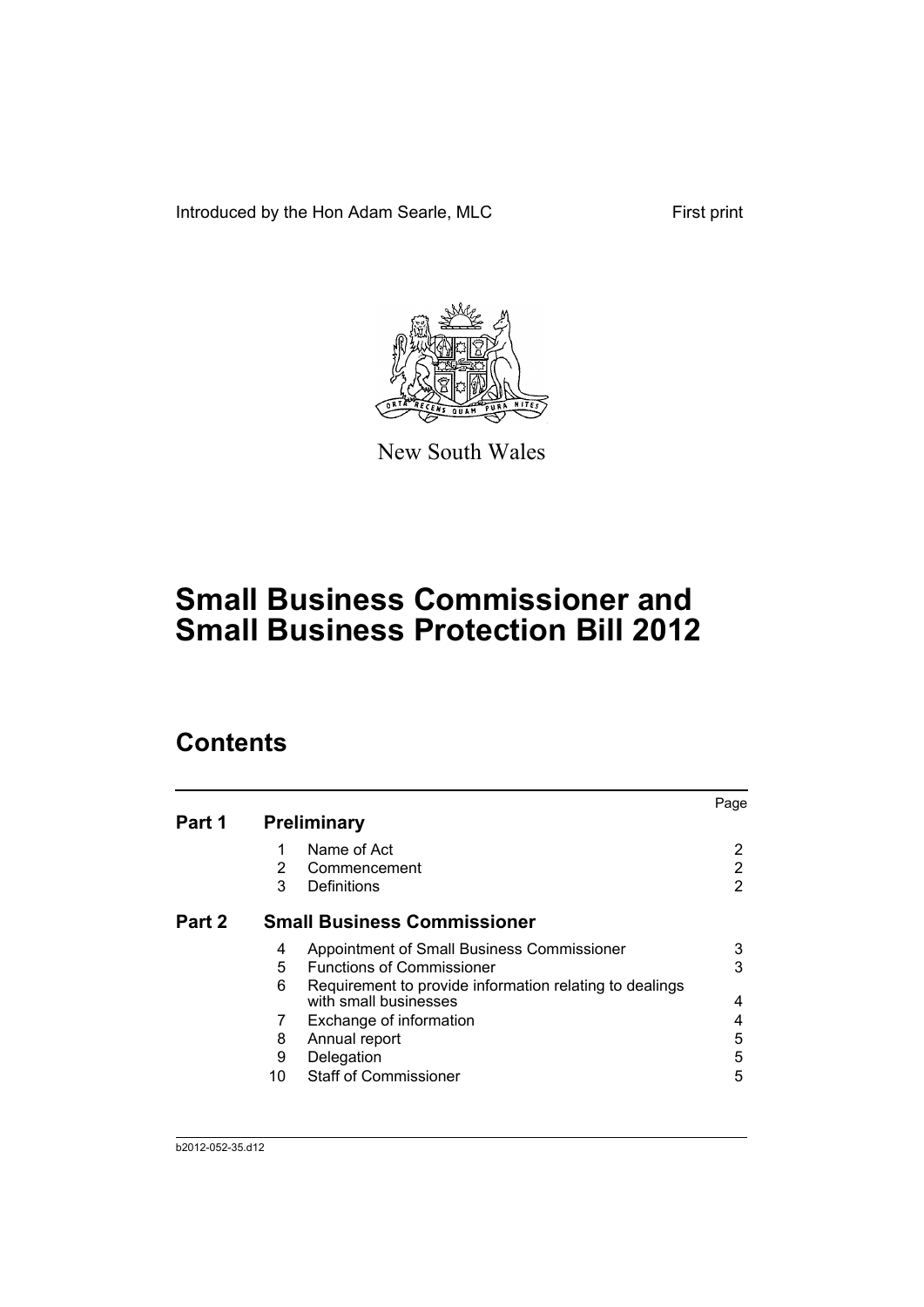Introduced by the Hon Adam Searle, MLC

First print

New South Wales

# Small Business Commissioner and Small Business Protection Bill 2012

## Contents

| | | | Page |
|---|---|---|---|
| **Part 1** | **Preliminary** | | |
| | 1 | Name of Act | 2 |
| | 2 | Commencement | 2 |
| | 3 | Definitions | 2 |
| **Part 2** | **Small Business Commissioner** | | |
| | 4 | Appointment of Small Business Commissioner | 3 |
| | 5 | Functions of Commissioner | 3 |
| | 6 | Requirement to provide information relating to dealings with small businesses | 4 |
| | 7 | Exchange of information | 4 |
| | 8 | Annual report | 5 |
| | 9 | Delegation | 5 |
| | 10 | Staff of Commissioner | 5 |

b2012-052-35.d12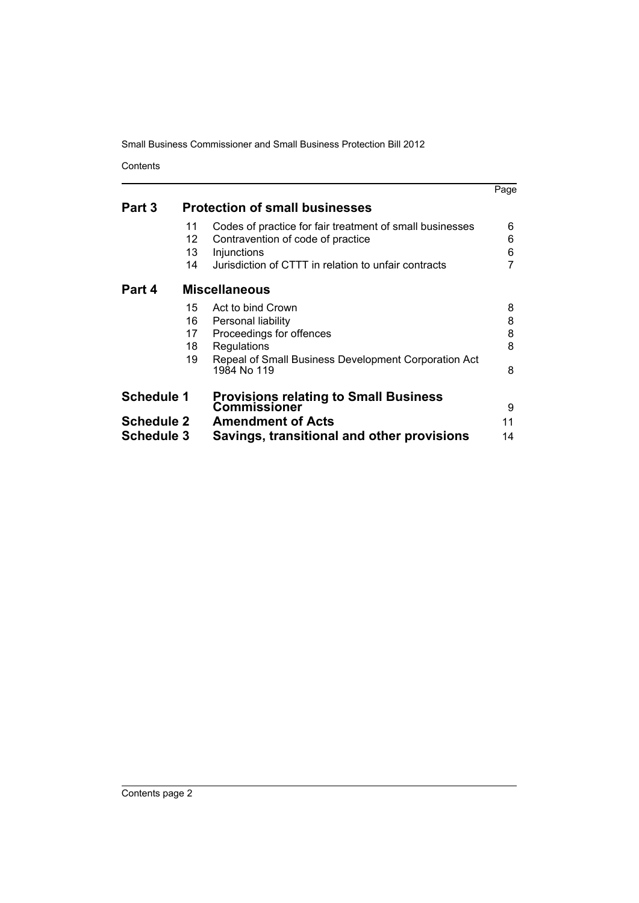| | | | Page |
|---|---|---|---|
| **Part 3** | **Protection of small businesses** | | |
| | 11 | Codes of practice for fair treatment of small businesses | 6 |
| | 12 | Contravention of code of practice | 6 |
| | 13 | Injunctions | 6 |
| | 14 | Jurisdiction of CTTT in relation to unfair contracts | 7 |
| **Part 4** | **Miscellaneous** | | |
| | 15 | Act to bind Crown | 8 |
| | 16 | Personal liability | 8 |
| | 17 | Proceedings for offences | 8 |
| | 18 | Regulations | 8 |
| | 19 | Repeal of Small Business Development Corporation Act 1984 No 119 | 8 |
| **Schedule 1** | **Provisions relating to Small Business Commissioner** | | 9 |
| **Schedule 2** | **Amendment of Acts** | | 11 |
| **Schedule 3** | **Savings, transitional and other provisions** | | 14 |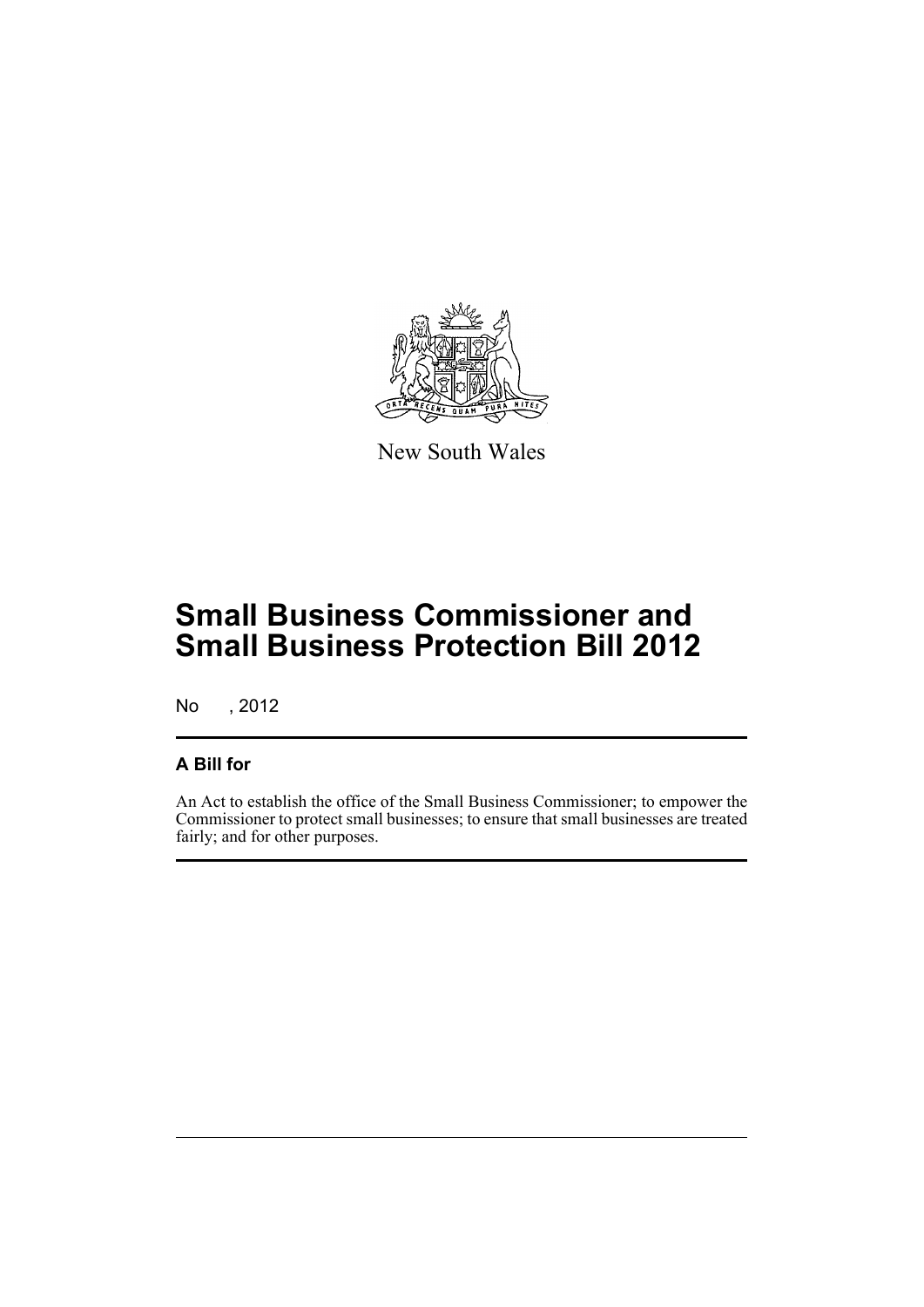New South Wales

# Small Business Commissioner and Small Business Protection Bill 2012

No , 2012

### A Bill for

An Act to establish the office of the Small Business Commissioner; to empower the Commissioner to protect small businesses; to ensure that small businesses are treated fairly; and for other purposes.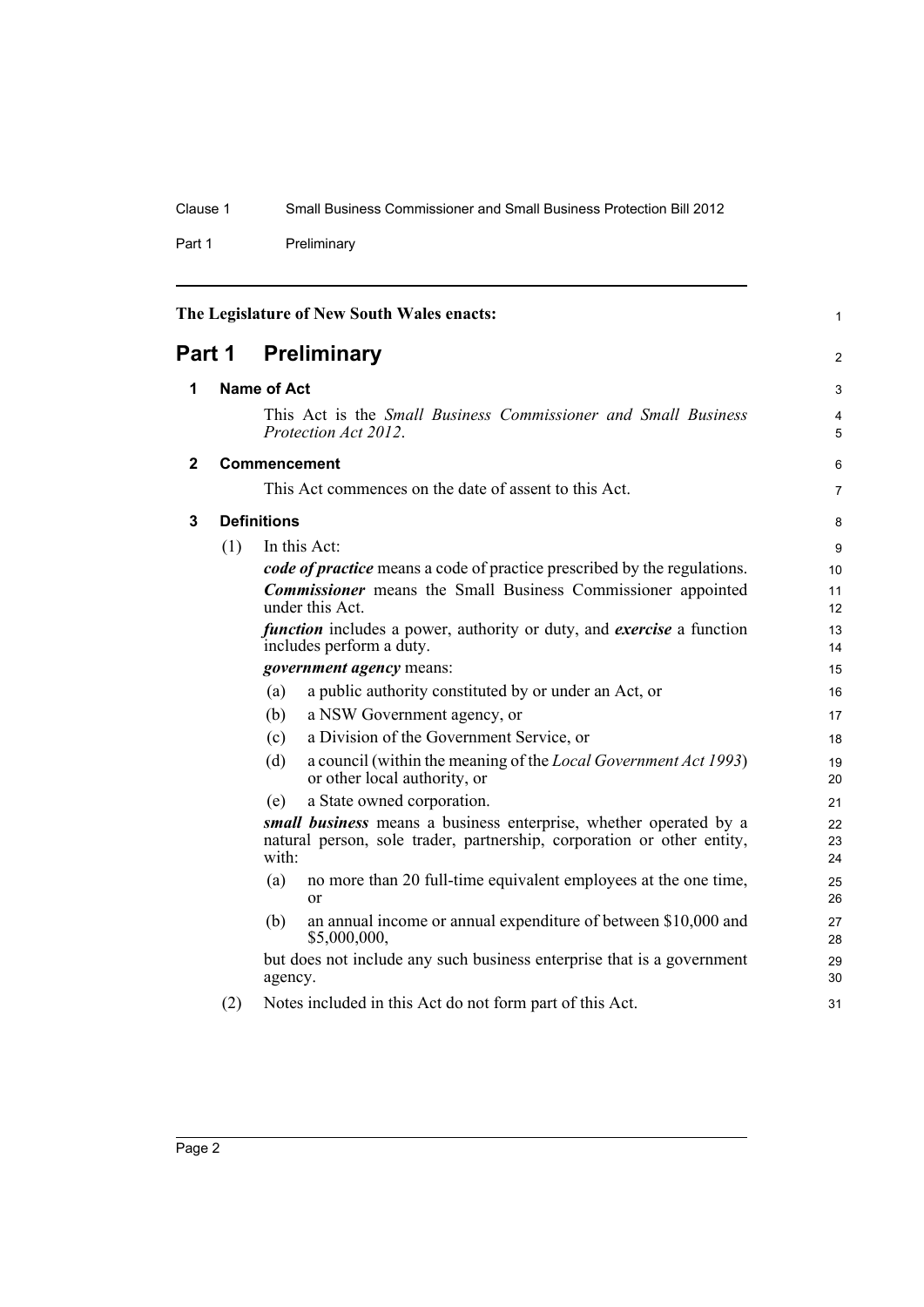The Legislature of New South Wales enacts:

# Part 1 Preliminary

## 1 Name of Act

This Act is the *Small Business Commissioner and Small Business Protection Act 2012*.

## 2 Commencement

This Act commences on the date of assent to this Act.

## 3 Definitions

(1) In this Act:

***code of practice*** means a code of practice prescribed by the regulations.

***Commissioner*** means the Small Business Commissioner appointed under this Act.

***function*** includes a power, authority or duty, and ***exercise*** a function includes perform a duty.

***government agency*** means:

- (a) a public authority constituted by or under an Act, or
- (b) a NSW Government agency, or
- (c) a Division of the Government Service, or
- (d) a council (within the meaning of the *Local Government Act 1993*) or other local authority, or
- (e) a State owned corporation.

***small business*** means a business enterprise, whether operated by a natural person, sole trader, partnership, corporation or other entity, with:

- (a) no more than 20 full-time equivalent employees at the one time, or
- (b) an annual income or annual expenditure of between $10,000 and $5,000,000,

but does not include any such business enterprise that is a government agency.

(2) Notes included in this Act do not form part of this Act.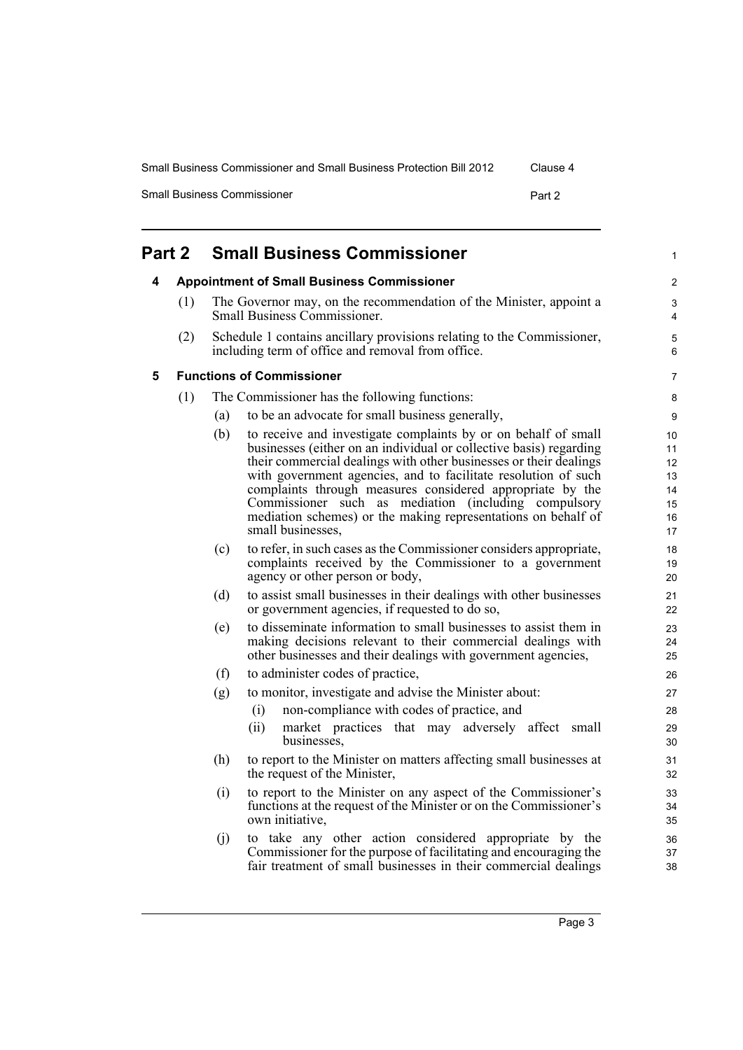## Part 2 Small Business Commissioner

### 4 Appointment of Small Business Commissioner

(1) The Governor may, on the recommendation of the Minister, appoint a Small Business Commissioner.

(2) Schedule 1 contains ancillary provisions relating to the Commissioner, including term of office and removal from office.

### 5 Functions of Commissioner

(1) The Commissioner has the following functions:

- (a) to be an advocate for small business generally,
- (b) to receive and investigate complaints by or on behalf of small businesses (either on an individual or collective basis) regarding their commercial dealings with other businesses or their dealings with government agencies, and to facilitate resolution of such complaints through measures considered appropriate by the Commissioner such as mediation (including compulsory mediation schemes) or the making representations on behalf of small businesses,
- (c) to refer, in such cases as the Commissioner considers appropriate, complaints received by the Commissioner to a government agency or other person or body,
- (d) to assist small businesses in their dealings with other businesses or government agencies, if requested to do so,
- (e) to disseminate information to small businesses to assist them in making decisions relevant to their commercial dealings with other businesses and their dealings with government agencies,
- (f) to administer codes of practice,
- (g) to monitor, investigate and advise the Minister about:
  - (i) non-compliance with codes of practice, and
  - (ii) market practices that may adversely affect small businesses,
- (h) to report to the Minister on matters affecting small businesses at the request of the Minister,
- (i) to report to the Minister on any aspect of the Commissioner's functions at the request of the Minister or on the Commissioner's own initiative,
- (j) to take any other action considered appropriate by the Commissioner for the purpose of facilitating and encouraging the fair treatment of small businesses in their commercial dealings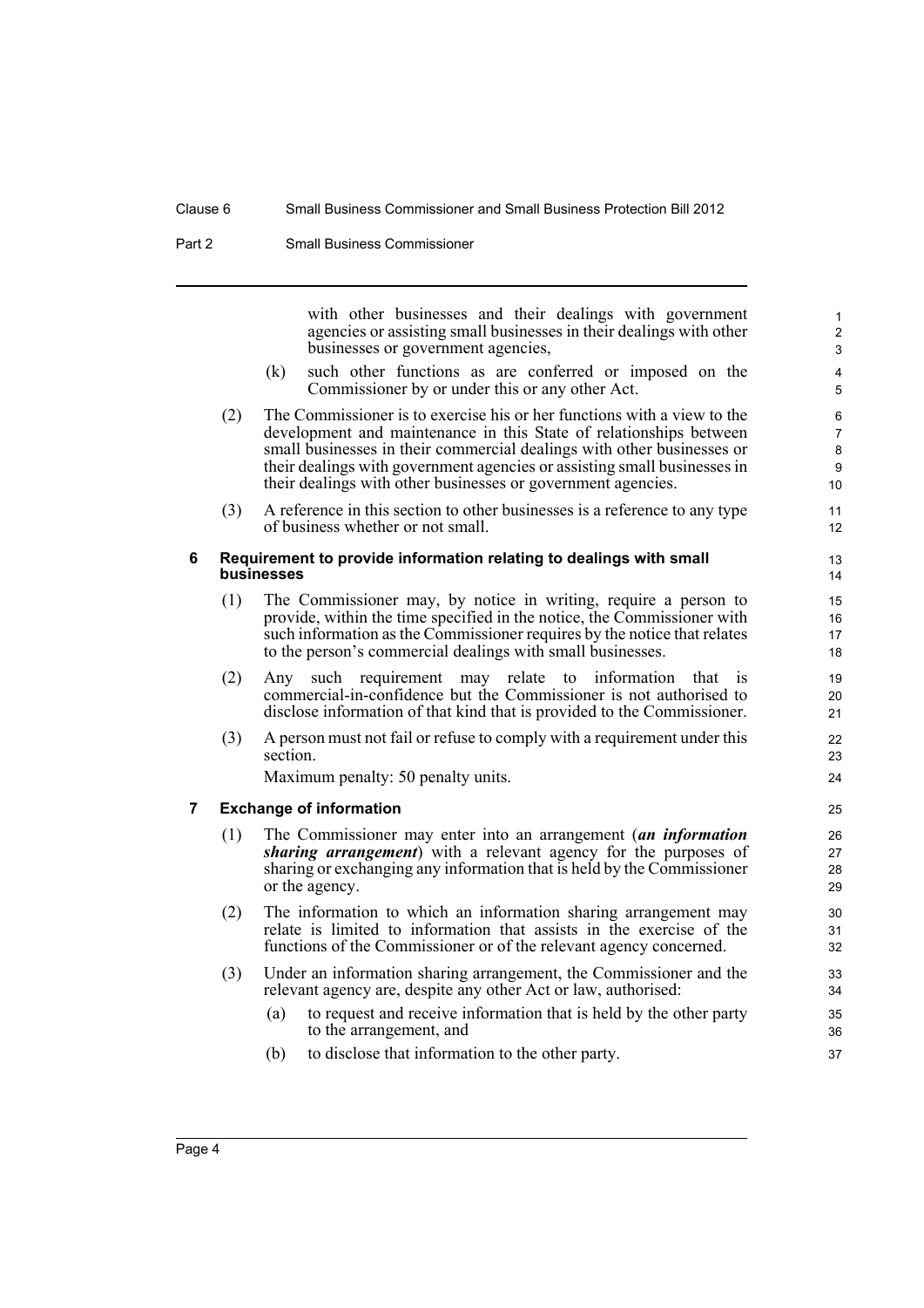with other businesses and their dealings with government agencies or assisting small businesses in their dealings with other businesses or government agencies,

(k) such other functions as are conferred or imposed on the Commissioner by or under this or any other Act.

(2) The Commissioner is to exercise his or her functions with a view to the development and maintenance in this State of relationships between small businesses in their commercial dealings with other businesses or their dealings with government agencies or assisting small businesses in their dealings with other businesses or government agencies.

(3) A reference in this section to other businesses is a reference to any type of business whether or not small.

### 6 Requirement to provide information relating to dealings with small businesses

(1) The Commissioner may, by notice in writing, require a person to provide, within the time specified in the notice, the Commissioner with such information as the Commissioner requires by the notice that relates to the person's commercial dealings with small businesses.

(2) Any such requirement may relate to information that is commercial-in-confidence but the Commissioner is not authorised to disclose information of that kind that is provided to the Commissioner.

(3) A person must not fail or refuse to comply with a requirement under this section.

Maximum penalty: 50 penalty units.

### 7 Exchange of information

(1) The Commissioner may enter into an arrangement (***an information sharing arrangement***) with a relevant agency for the purposes of sharing or exchanging any information that is held by the Commissioner or the agency.

(2) The information to which an information sharing arrangement may relate is limited to information that assists in the exercise of the functions of the Commissioner or of the relevant agency concerned.

(3) Under an information sharing arrangement, the Commissioner and the relevant agency are, despite any other Act or law, authorised:

(a) to request and receive information that is held by the other party to the arrangement, and

(b) to disclose that information to the other party.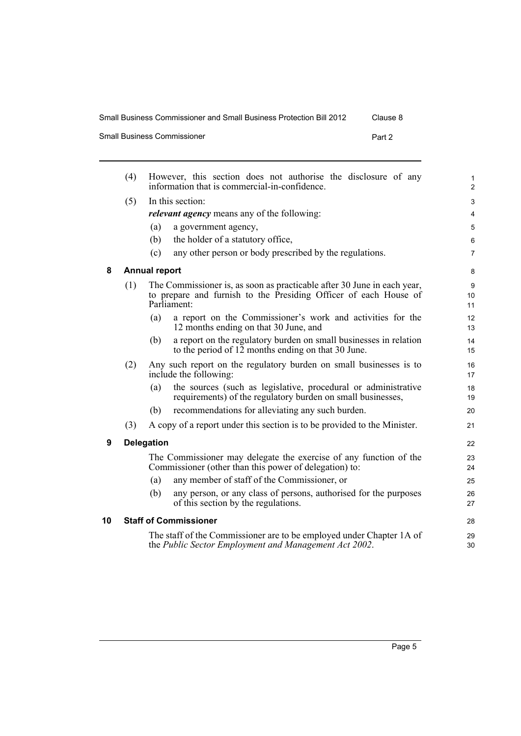(4) However, this section does not authorise the disclosure of any information that is commercial-in-confidence.

(5) In this section:

***relevant agency*** means any of the following:

(a) a government agency,

(b) the holder of a statutory office,

(c) any other person or body prescribed by the regulations.

### 8 Annual report

(1) The Commissioner is, as soon as practicable after 30 June in each year, to prepare and furnish to the Presiding Officer of each House of Parliament:

(a) a report on the Commissioner's work and activities for the 12 months ending on that 30 June, and

(b) a report on the regulatory burden on small businesses in relation to the period of 12 months ending on that 30 June.

(2) Any such report on the regulatory burden on small businesses is to include the following:

(a) the sources (such as legislative, procedural or administrative requirements) of the regulatory burden on small businesses,

(b) recommendations for alleviating any such burden.

(3) A copy of a report under this section is to be provided to the Minister.

### 9 Delegation

The Commissioner may delegate the exercise of any function of the Commissioner (other than this power of delegation) to:

(a) any member of staff of the Commissioner, or

(b) any person, or any class of persons, authorised for the purposes of this section by the regulations.

### 10 Staff of Commissioner

The staff of the Commissioner are to be employed under Chapter 1A of the *Public Sector Employment and Management Act 2002*.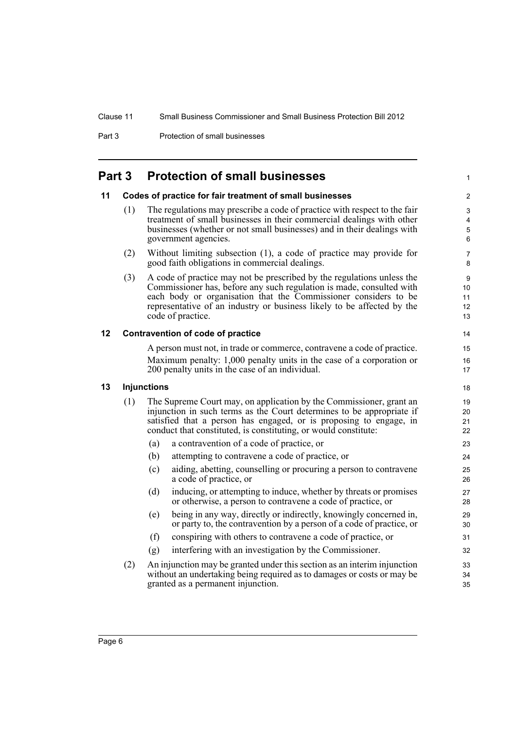# Part 3 Protection of small businesses

## 11 Codes of practice for fair treatment of small businesses

(1) The regulations may prescribe a code of practice with respect to the fair treatment of small businesses in their commercial dealings with other businesses (whether or not small businesses) and in their dealings with government agencies.

(2) Without limiting subsection (1), a code of practice may provide for good faith obligations in commercial dealings.

(3) A code of practice may not be prescribed by the regulations unless the Commissioner has, before any such regulation is made, consulted with each body or organisation that the Commissioner considers to be representative of an industry or business likely to be affected by the code of practice.

## 12 Contravention of code of practice

A person must not, in trade or commerce, contravene a code of practice.

Maximum penalty: 1,000 penalty units in the case of a corporation or 200 penalty units in the case of an individual.

## 13 Injunctions

(1) The Supreme Court may, on application by the Commissioner, grant an injunction in such terms as the Court determines to be appropriate if satisfied that a person has engaged, or is proposing to engage, in conduct that constituted, is constituting, or would constitute:

- (a) a contravention of a code of practice, or
- (b) attempting to contravene a code of practice, or
- (c) aiding, abetting, counselling or procuring a person to contravene a code of practice, or
- (d) inducing, or attempting to induce, whether by threats or promises or otherwise, a person to contravene a code of practice, or
- (e) being in any way, directly or indirectly, knowingly concerned in, or party to, the contravention by a person of a code of practice, or
- (f) conspiring with others to contravene a code of practice, or
- (g) interfering with an investigation by the Commissioner.

(2) An injunction may be granted under this section as an interim injunction without an undertaking being required as to damages or costs or may be granted as a permanent injunction.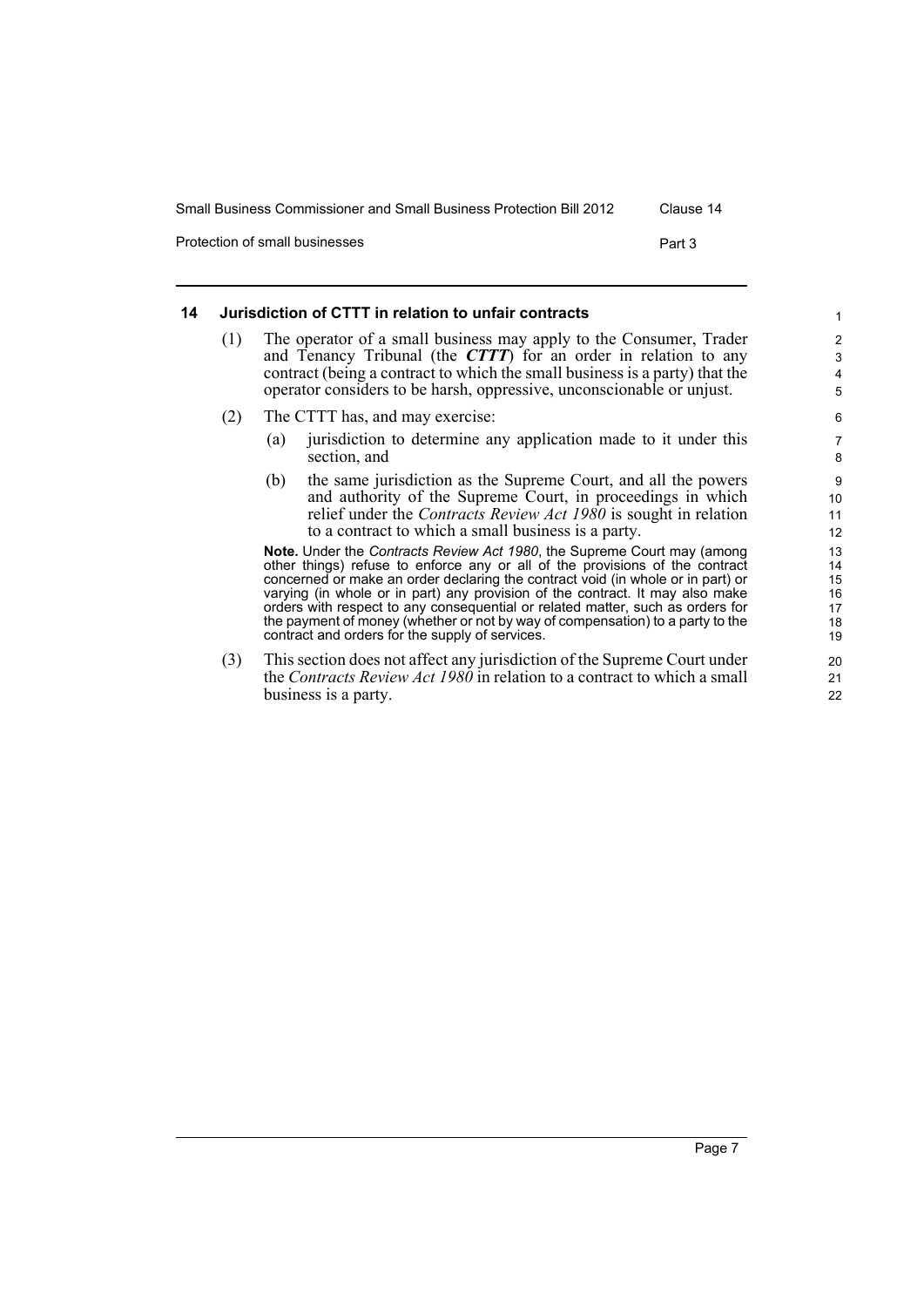## 14 Jurisdiction of CTTT in relation to unfair contracts

(1) The operator of a small business may apply to the Consumer, Trader and Tenancy Tribunal (the ***CTTT***) for an order in relation to any contract (being a contract to which the small business is a party) that the operator considers to be harsh, oppressive, unconscionable or unjust.

(2) The CTTT has, and may exercise:

(a) jurisdiction to determine any application made to it under this section, and

(b) the same jurisdiction as the Supreme Court, and all the powers and authority of the Supreme Court, in proceedings in which relief under the *Contracts Review Act 1980* is sought in relation to a contract to which a small business is a party.

**Note.** Under the *Contracts Review Act 1980*, the Supreme Court may (among other things) refuse to enforce any or all of the provisions of the contract concerned or make an order declaring the contract void (in whole or in part) or varying (in whole or in part) any provision of the contract. It may also make orders with respect to any consequential or related matter, such as orders for the payment of money (whether or not by way of compensation) to a party to the contract and orders for the supply of services.

(3) This section does not affect any jurisdiction of the Supreme Court under the *Contracts Review Act 1980* in relation to a contract to which a small business is a party.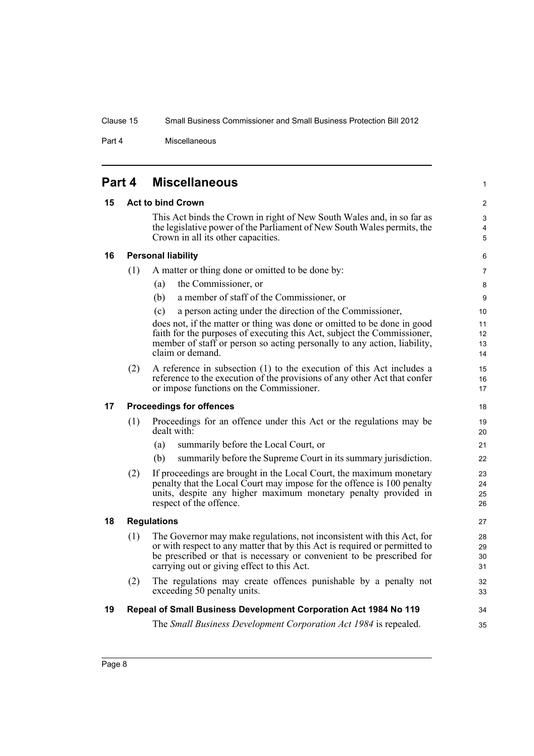# Part 4 Miscellaneous

## 15 Act to bind Crown

This Act binds the Crown in right of New South Wales and, in so far as the legislative power of the Parliament of New South Wales permits, the Crown in all its other capacities.

## 16 Personal liability

(1) A matter or thing done or omitted to be done by:

- (a) the Commissioner, or
- (b) a member of staff of the Commissioner, or
- (c) a person acting under the direction of the Commissioner,

does not, if the matter or thing was done or omitted to be done in good faith for the purposes of executing this Act, subject the Commissioner, member of staff or person so acting personally to any action, liability, claim or demand.

(2) A reference in subsection (1) to the execution of this Act includes a reference to the execution of the provisions of any other Act that confer or impose functions on the Commissioner.

## 17 Proceedings for offences

(1) Proceedings for an offence under this Act or the regulations may be dealt with:

- (a) summarily before the Local Court, or
- (b) summarily before the Supreme Court in its summary jurisdiction.

(2) If proceedings are brought in the Local Court, the maximum monetary penalty that the Local Court may impose for the offence is 100 penalty units, despite any higher maximum monetary penalty provided in respect of the offence.

## 18 Regulations

(1) The Governor may make regulations, not inconsistent with this Act, for or with respect to any matter that by this Act is required or permitted to be prescribed or that is necessary or convenient to be prescribed for carrying out or giving effect to this Act.

(2) The regulations may create offences punishable by a penalty not exceeding 50 penalty units.

## 19 Repeal of Small Business Development Corporation Act 1984 No 119

The *Small Business Development Corporation Act 1984* is repealed.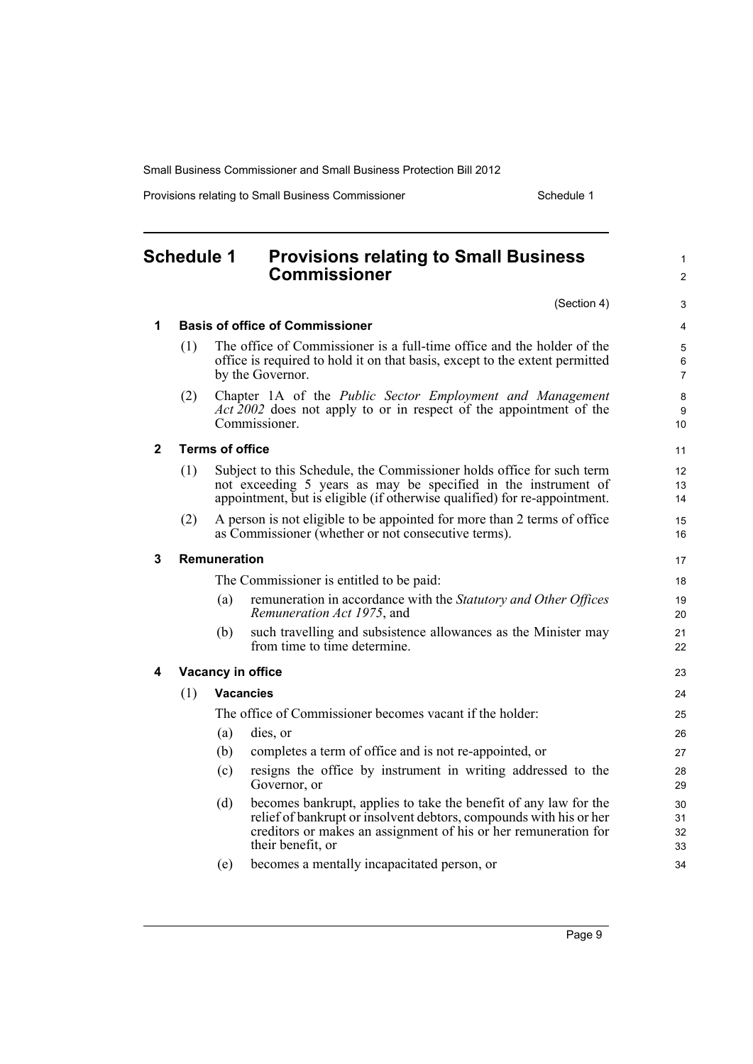# Schedule 1 Provisions relating to Small Business Commissioner

(Section 4)

## 1 Basis of office of Commissioner

(1) The office of Commissioner is a full-time office and the holder of the office is required to hold it on that basis, except to the extent permitted by the Governor.

(2) Chapter 1A of the *Public Sector Employment and Management Act 2002* does not apply to or in respect of the appointment of the Commissioner.

## 2 Terms of office

(1) Subject to this Schedule, the Commissioner holds office for such term not exceeding 5 years as may be specified in the instrument of appointment, but is eligible (if otherwise qualified) for re-appointment.

(2) A person is not eligible to be appointed for more than 2 terms of office as Commissioner (whether or not consecutive terms).

## 3 Remuneration

The Commissioner is entitled to be paid:

(a) remuneration in accordance with the *Statutory and Other Offices Remuneration Act 1975*, and

(b) such travelling and subsistence allowances as the Minister may from time to time determine.

## 4 Vacancy in office

(1) **Vacancies**

The office of Commissioner becomes vacant if the holder:

(a) dies, or

(b) completes a term of office and is not re-appointed, or

(c) resigns the office by instrument in writing addressed to the Governor, or

(d) becomes bankrupt, applies to take the benefit of any law for the relief of bankrupt or insolvent debtors, compounds with his or her creditors or makes an assignment of his or her remuneration for their benefit, or

(e) becomes a mentally incapacitated person, or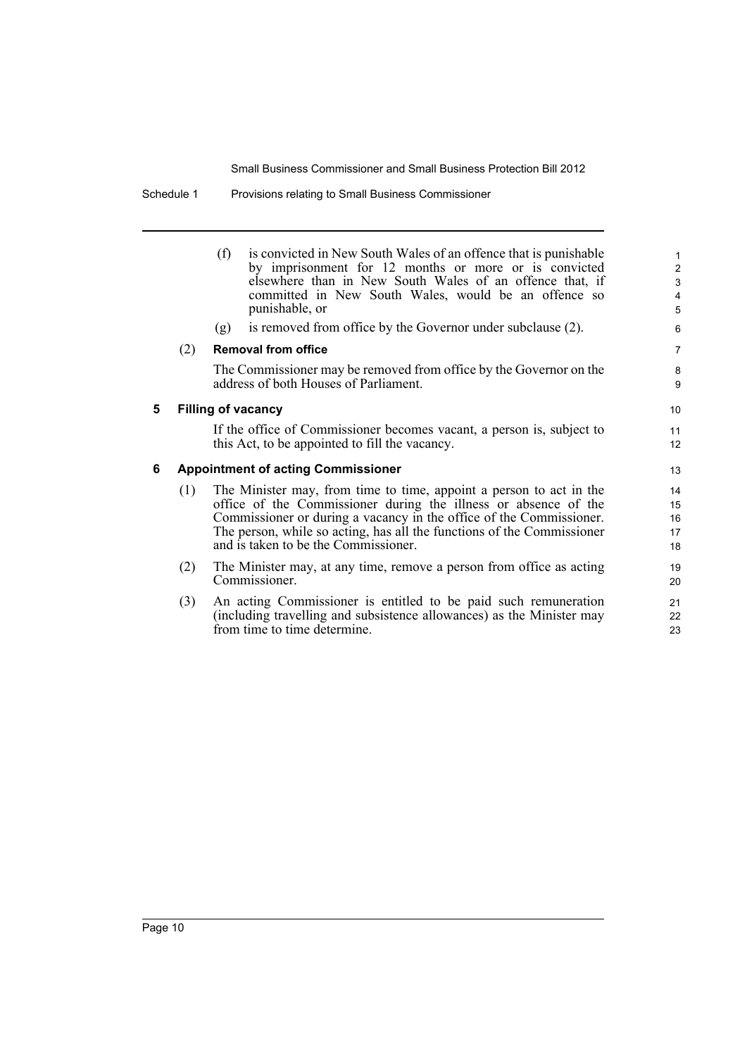(f) is convicted in New South Wales of an offence that is punishable by imprisonment for 12 months or more or is convicted elsewhere than in New South Wales of an offence that, if committed in New South Wales, would be an offence so punishable, or

(g) is removed from office by the Governor under subclause (2).

(2) **Removal from office**

The Commissioner may be removed from office by the Governor on the address of both Houses of Parliament.

### 5 Filling of vacancy

If the office of Commissioner becomes vacant, a person is, subject to this Act, to be appointed to fill the vacancy.

### 6 Appointment of acting Commissioner

(1) The Minister may, from time to time, appoint a person to act in the office of the Commissioner during the illness or absence of the Commissioner or during a vacancy in the office of the Commissioner. The person, while so acting, has all the functions of the Commissioner and is taken to be the Commissioner.

(2) The Minister may, at any time, remove a person from office as acting Commissioner.

(3) An acting Commissioner is entitled to be paid such remuneration (including travelling and subsistence allowances) as the Minister may from time to time determine.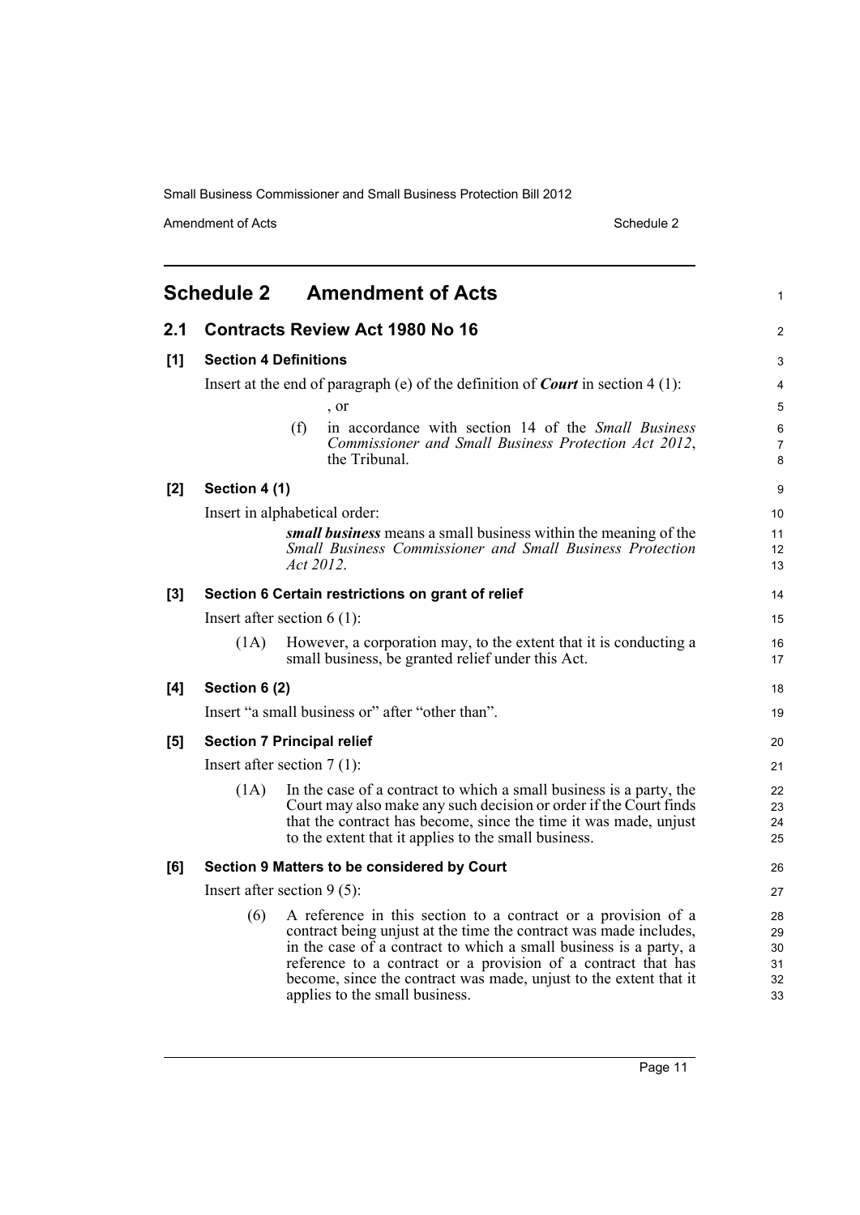# Schedule 2 Amendment of Acts

## 2.1 Contracts Review Act 1980 No 16

### [1] Section 4 Definitions

Insert at the end of paragraph (e) of the definition of ***Court*** in section 4 (1):

, or

(f) in accordance with section 14 of the *Small Business Commissioner and Small Business Protection Act 2012*, the Tribunal.

### [2] Section 4 (1)

Insert in alphabetical order:

***small business*** means a small business within the meaning of the *Small Business Commissioner and Small Business Protection Act 2012*.

### [3] Section 6 Certain restrictions on grant of relief

Insert after section 6 (1):

(1A) However, a corporation may, to the extent that it is conducting a small business, be granted relief under this Act.

### [4] Section 6 (2)

Insert "a small business or" after "other than".

### [5] Section 7 Principal relief

Insert after section 7 (1):

(1A) In the case of a contract to which a small business is a party, the Court may also make any such decision or order if the Court finds that the contract has become, since the time it was made, unjust to the extent that it applies to the small business.

### [6] Section 9 Matters to be considered by Court

Insert after section 9 (5):

(6) A reference in this section to a contract or a provision of a contract being unjust at the time the contract was made includes, in the case of a contract to which a small business is a party, a reference to a contract or a provision of a contract that has become, since the contract was made, unjust to the extent that it applies to the small business.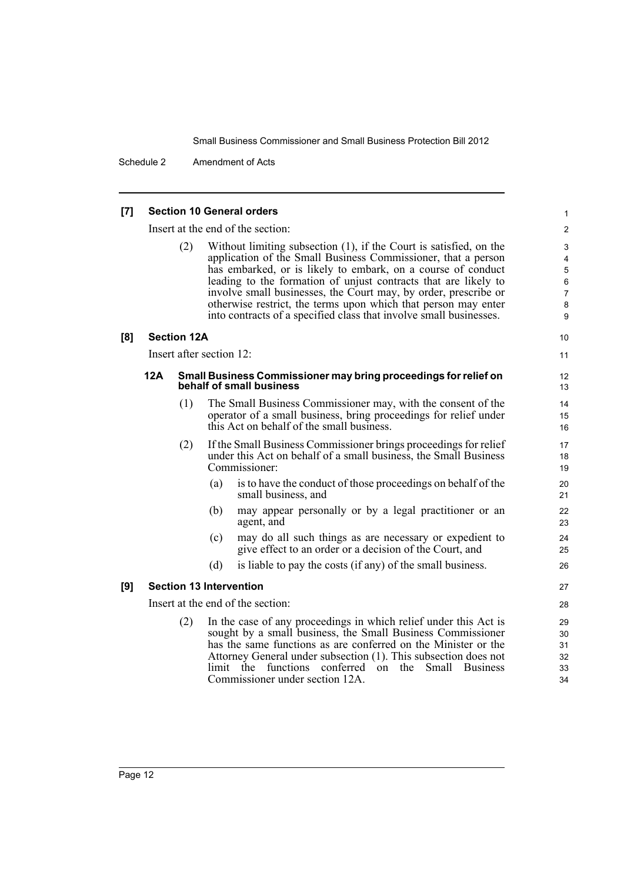**[7] Section 10 General orders**

Insert at the end of the section:

(2) Without limiting subsection (1), if the Court is satisfied, on the application of the Small Business Commissioner, that a person has embarked, or is likely to embark, on a course of conduct leading to the formation of unjust contracts that are likely to involve small businesses, the Court may, by order, prescribe or otherwise restrict, the terms upon which that person may enter into contracts of a specified class that involve small businesses.

**[8] Section 12A**

Insert after section 12:

**12A Small Business Commissioner may bring proceedings for relief on behalf of small business**

(1) The Small Business Commissioner may, with the consent of the operator of a small business, bring proceedings for relief under this Act on behalf of the small business.

(2) If the Small Business Commissioner brings proceedings for relief under this Act on behalf of a small business, the Small Business Commissioner:

- (a) is to have the conduct of those proceedings on behalf of the small business, and
- (b) may appear personally or by a legal practitioner or an agent, and
- (c) may do all such things as are necessary or expedient to give effect to an order or a decision of the Court, and
- (d) is liable to pay the costs (if any) of the small business.

**[9] Section 13 Intervention**

Insert at the end of the section:

(2) In the case of any proceedings in which relief under this Act is sought by a small business, the Small Business Commissioner has the same functions as are conferred on the Minister or the Attorney General under subsection (1). This subsection does not limit the functions conferred on the Small Business Commissioner under section 12A.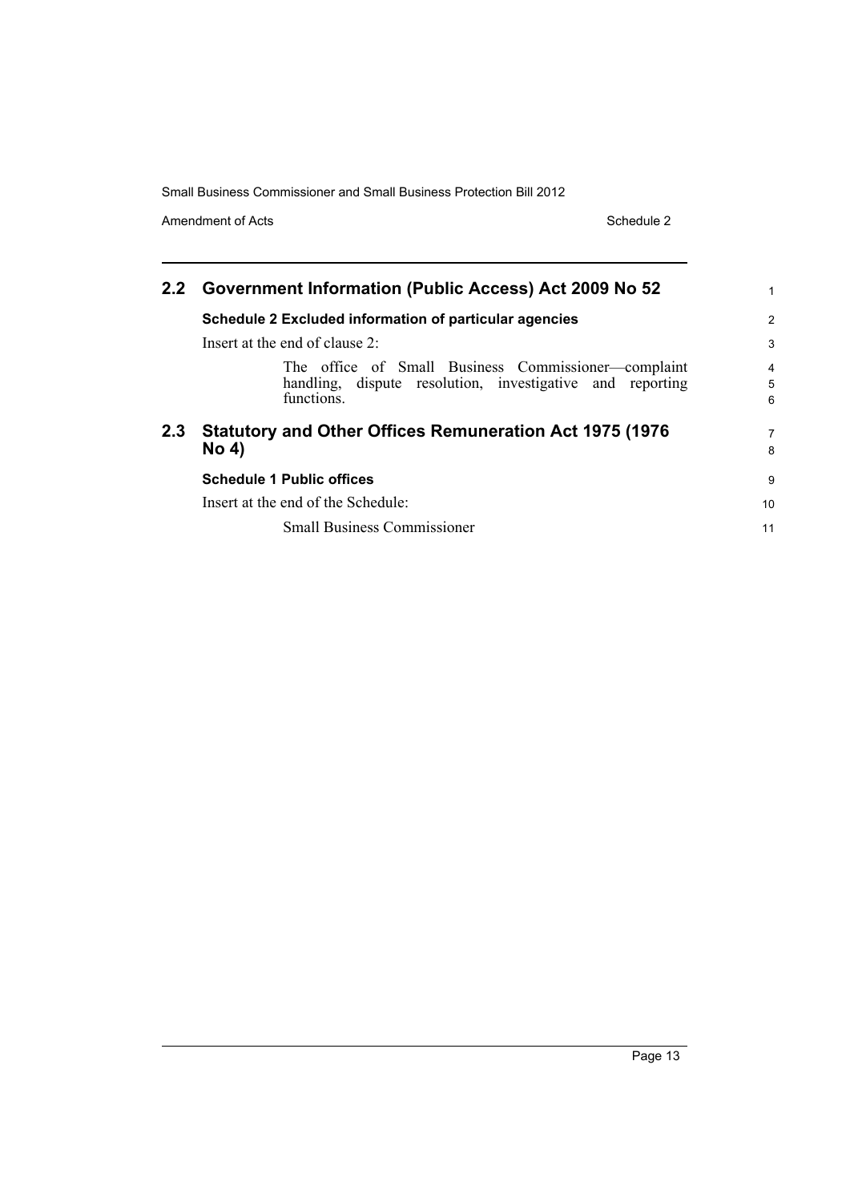## 2.2 Government Information (Public Access) Act 2009 No 52

### Schedule 2 Excluded information of particular agencies

Insert at the end of clause 2:

> The office of Small Business Commissioner—complaint handling, dispute resolution, investigative and reporting functions.

## 2.3 Statutory and Other Offices Remuneration Act 1975 (1976 No 4)

### Schedule 1 Public offices

Insert at the end of the Schedule:

> Small Business Commissioner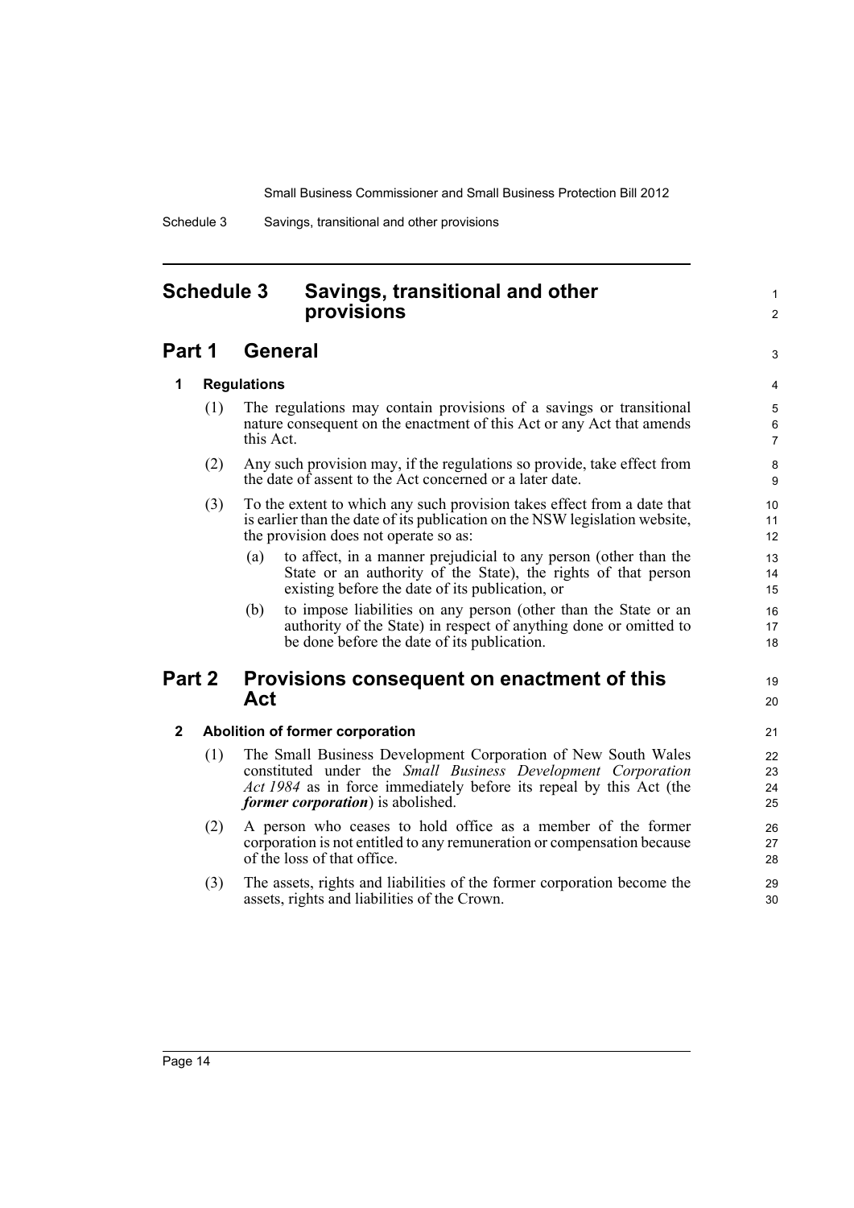# Schedule 3 Savings, transitional and other provisions

## Part 1 General

### 1 Regulations

(1) The regulations may contain provisions of a savings or transitional nature consequent on the enactment of this Act or any Act that amends this Act.

(2) Any such provision may, if the regulations so provide, take effect from the date of assent to the Act concerned or a later date.

(3) To the extent to which any such provision takes effect from a date that is earlier than the date of its publication on the NSW legislation website, the provision does not operate so as:

(a) to affect, in a manner prejudicial to any person (other than the State or an authority of the State), the rights of that person existing before the date of its publication, or

(b) to impose liabilities on any person (other than the State or an authority of the State) in respect of anything done or omitted to be done before the date of its publication.

## Part 2 Provisions consequent on enactment of this Act

### 2 Abolition of former corporation

(1) The Small Business Development Corporation of New South Wales constituted under the *Small Business Development Corporation Act 1984* as in force immediately before its repeal by this Act (the ***former corporation***) is abolished.

(2) A person who ceases to hold office as a member of the former corporation is not entitled to any remuneration or compensation because of the loss of that office.

(3) The assets, rights and liabilities of the former corporation become the assets, rights and liabilities of the Crown.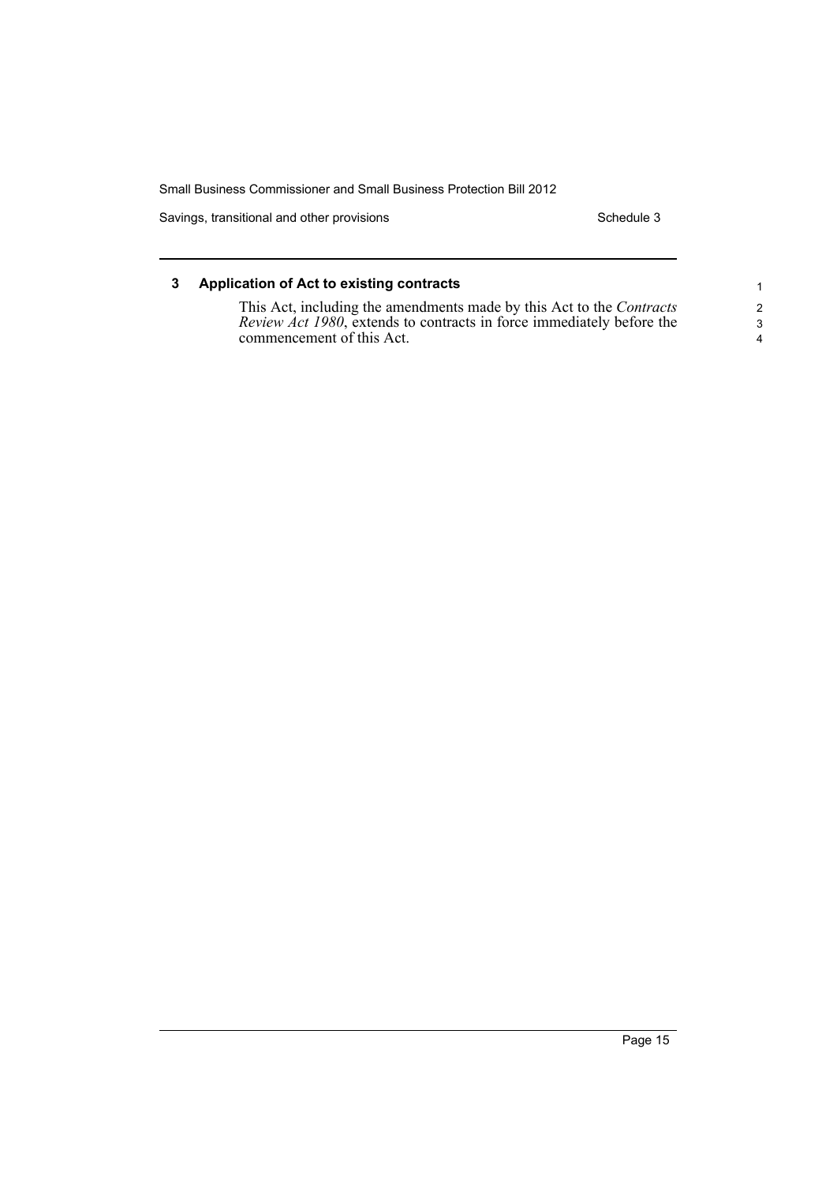### 3 Application of Act to existing contracts

This Act, including the amendments made by this Act to the *Contracts Review Act 1980*, extends to contracts in force immediately before the commencement of this Act.